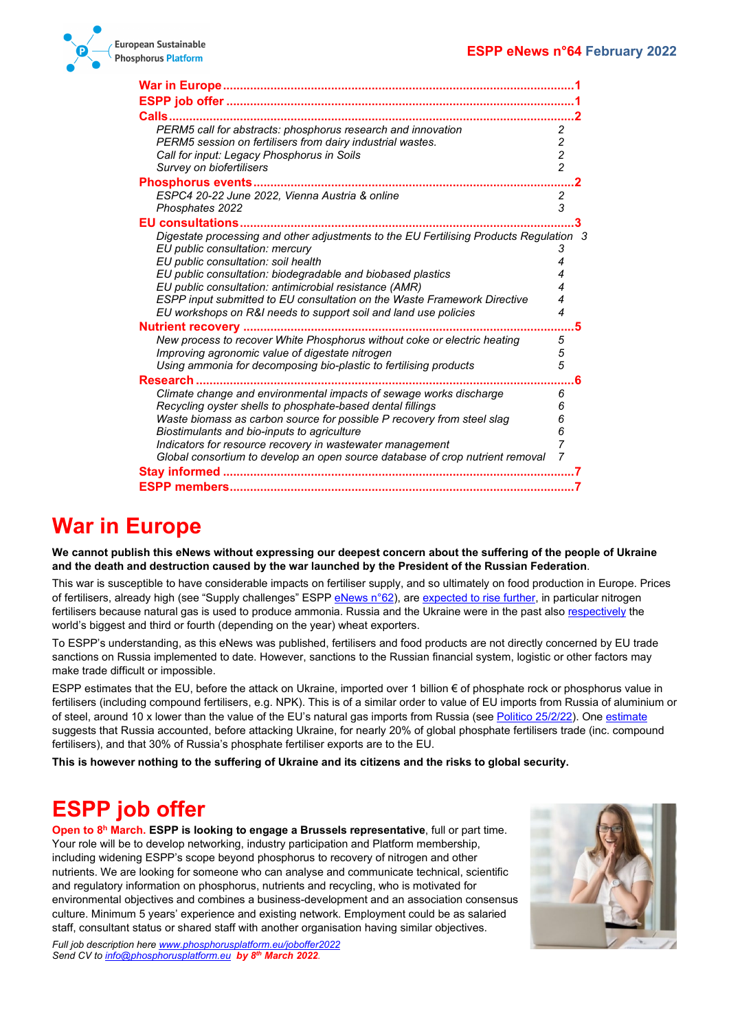European Sustainable Phosphorus Platform

**ESPP eNews n°64 February 2022**

War in Europe ..... 1
ESPP job offer ..... 1
Calls ..... 2
*PERM5 call for abstracts: phosphorus research and innovation* 2
*PERM5 session on fertilisers from dairy industrial wastes.* 2
*Call for input: Legacy Phosphorus in Soils* 2
*Survey on biofertilisers* 2
Phosphorus events ..... 2
*ESPC4 20-22 June 2022, Vienna Austria & online* 2
*Phosphates 2022* 3
EU consultations ..... 3
*Digestate processing and other adjustments to the EU Fertilising Products Regulation* 3
*EU public consultation: mercury* 3
*EU public consultation: soil health* 4
*EU public consultation: biodegradable and biobased plastics* 4
*EU public consultation: antimicrobial resistance (AMR)* 4
*ESPP input submitted to EU consultation on the Waste Framework Directive* 4
*EU workshops on R&I needs to support soil and land use policies* 4
Nutrient recovery ..... 5
*New process to recover White Phosphorus without coke or electric heating* 5
*Improving agronomic value of digestate nitrogen* 5
*Using ammonia for decomposing bio-plastic to fertilising products* 5
Research ..... 6
*Climate change and environmental impacts of sewage works discharge* 6
*Recycling oyster shells to phosphate-based dental fillings* 6
*Waste biomass as carbon source for possible P recovery from steel slag* 6
*Biostimulants and bio-inputs to agriculture* 6
*Indicators for resource recovery in wastewater management* 7
*Global consortium to develop an open source database of crop nutrient removal* 7
Stay informed ..... 7
ESPP members ..... 7

# War in Europe

**We cannot publish this eNews without expressing our deepest concern about the suffering of the people of Ukraine and the death and destruction caused by the war launched by the President of the Russian Federation**.

This war is susceptible to have considerable impacts on fertiliser supply, and so ultimately on food production in Europe. Prices of fertilisers, already high (see "Supply challenges" ESPP eNews n°62), are expected to rise further, in particular nitrogen fertilisers because natural gas is used to produce ammonia. Russia and the Ukraine were in the past also respectively the world's biggest and third or fourth (depending on the year) wheat exporters.

To ESPP's understanding, as this eNews was published, fertilisers and food products are not directly concerned by EU trade sanctions on Russia implemented to date. However, sanctions to the Russian financial system, logistic or other factors may make trade difficult or impossible.

ESPP estimates that the EU, before the attack on Ukraine, imported over 1 billion € of phosphate rock or phosphorus value in fertilisers (including compound fertilisers, e.g. NPK). This is of a similar order to value of EU imports from Russia of aluminium or of steel, around 10 x lower than the value of the EU's natural gas imports from Russia (see Politico 25/2/22). One estimate suggests that Russia accounted, before attacking Ukraine, for nearly 20% of global phosphate fertilisers trade (inc. compound fertilisers), and that 30% of Russia's phosphate fertiliser exports are to the EU.

**This is however nothing to the suffering of Ukraine and its citizens and the risks to global security.**

# ESPP job offer

**Open to 8th March. ESPP is looking to engage a Brussels representative**, full or part time. Your role will be to develop networking, industry participation and Platform membership, including widening ESPP's scope beyond phosphorus to recovery of nitrogen and other nutrients. We are looking for someone who can analyse and communicate technical, scientific and regulatory information on phosphorus, nutrients and recycling, who is motivated for environmental objectives and combines a business-development and an association consensus culture. Minimum 5 years' experience and existing network. Employment could be as salaried staff, consultant status or shared staff with another organisation having similar objectives.

*Full job description here www.phosphorusplatform.eu/joboffer2022*
*Send CV to info@phosphorusplatform.eu* ***by 8th March 2022***.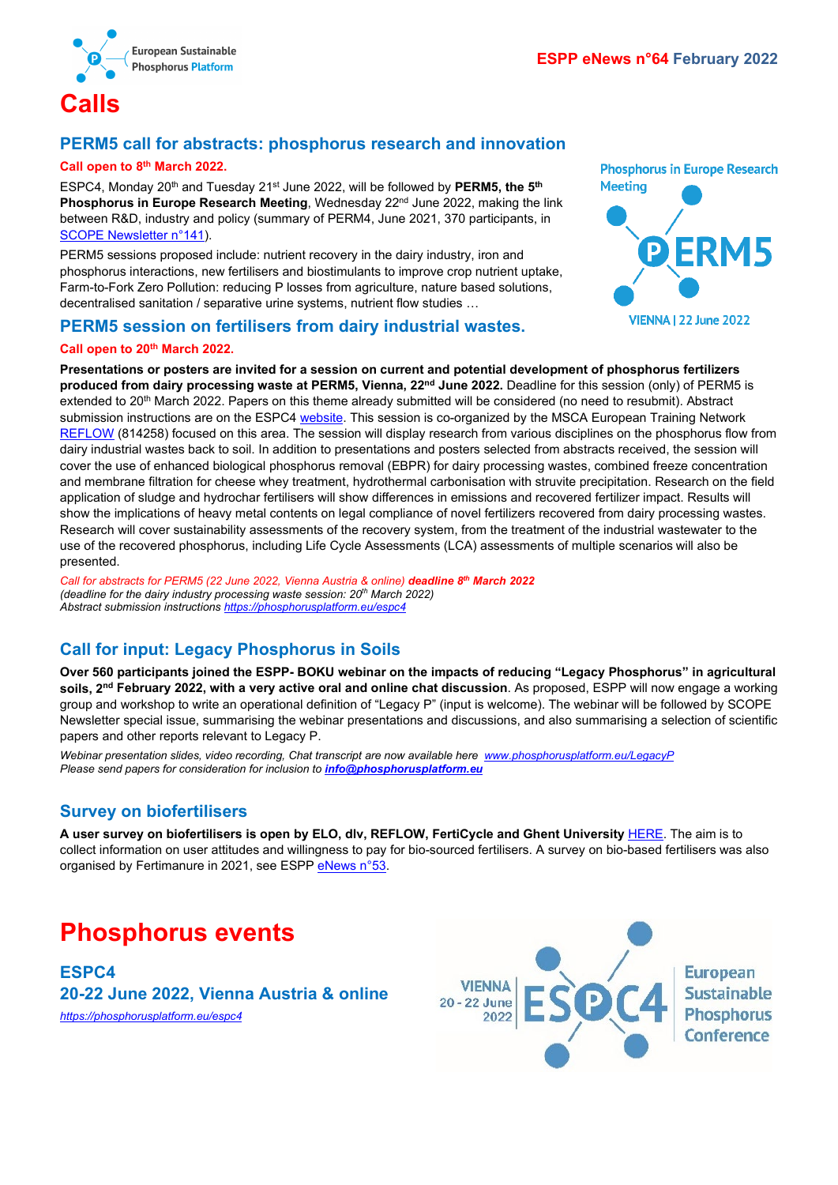# Calls

## PERM5 call for abstracts: phosphorus research and innovation

**Call open to 8th March 2022.**

ESPC4, Monday 20th and Tuesday 21st June 2022, will be followed by **PERM5, the 5th Phosphorus in Europe Research Meeting**, Wednesday 22nd June 2022, making the link between R&D, industry and policy (summary of PERM4, June 2021, 370 participants, in SCOPE Newsletter n°141).

PERM5 sessions proposed include: nutrient recovery in the dairy industry, iron and phosphorus interactions, new fertilisers and biostimulants to improve crop nutrient uptake, Farm-to-Fork Zero Pollution: reducing P losses from agriculture, nature based solutions, decentralised sanitation / separative urine systems, nutrient flow studies …

## PERM5 session on fertilisers from dairy industrial wastes.

**Call open to 20th March 2022.**

**Presentations or posters are invited for a session on current and potential development of phosphorus fertilizers produced from dairy processing waste at PERM5, Vienna, 22nd June 2022.** Deadline for this session (only) of PERM5 is extended to 20th March 2022. Papers on this theme already submitted will be considered (no need to resubmit). Abstract submission instructions are on the ESPC4 website. This session is co-organized by the MSCA European Training Network REFLOW (814258) focused on this area. The session will display research from various disciplines on the phosphorus flow from dairy industrial wastes back to soil. In addition to presentations and posters selected from abstracts received, the session will cover the use of enhanced biological phosphorus removal (EBPR) for dairy processing wastes, combined freeze concentration and membrane filtration for cheese whey treatment, hydrothermal carbonisation with struvite precipitation. Research on the field application of sludge and hydrochar fertilisers will show differences in emissions and recovered fertilizer impact. Results will show the implications of heavy metal contents on legal compliance of novel fertilizers recovered from dairy processing wastes. Research will cover sustainability assessments of the recovery system, from the treatment of the industrial wastewater to the use of the recovered phosphorus, including Life Cycle Assessments (LCA) assessments of multiple scenarios will also be presented.

*Call for abstracts for PERM5 (22 June 2022, Vienna Austria & online)* ***deadline 8th March 2022***
*(deadline for the dairy industry processing waste session: 20th March 2022)*
*Abstract submission instructions https://phosphorusplatform.eu/espc4*

## Call for input: Legacy Phosphorus in Soils

**Over 560 participants joined the ESPP- BOKU webinar on the impacts of reducing "Legacy Phosphorus" in agricultural soils, 2nd February 2022, with a very active oral and online chat discussion**. As proposed, ESPP will now engage a working group and workshop to write an operational definition of "Legacy P" (input is welcome). The webinar will be followed by SCOPE Newsletter special issue, summarising the webinar presentations and discussions, and also summarising a selection of scientific papers and other reports relevant to Legacy P.

*Webinar presentation slides, video recording, Chat transcript are now available here www.phosphorusplatform.eu/LegacyP*
*Please send papers for consideration for inclusion to* ***info@phosphorusplatform.eu***

## Survey on biofertilisers

**A user survey on biofertilisers is open by ELO, dlv, REFLOW, FertiCycle and Ghent University** HERE. The aim is to collect information on user attitudes and willingness to pay for bio-sourced fertilisers. A survey on bio-based fertilisers was also organised by Fertimanure in 2021, see ESPP eNews n°53.

# Phosphorus events

## ESPC4
## 20-22 June 2022, Vienna Austria & online

*https://phosphorusplatform.eu/espc4*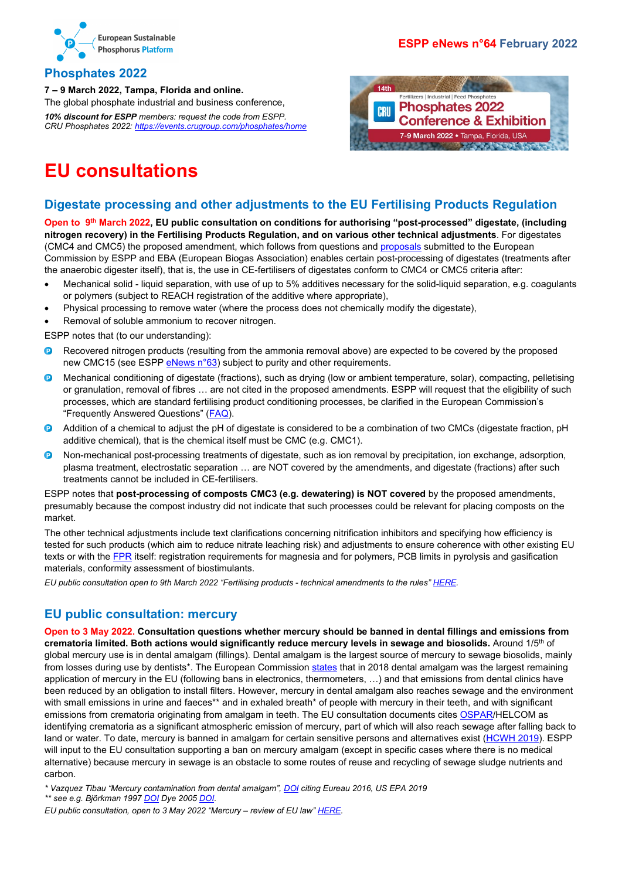## Phosphates 2022

**7 – 9 March 2022, Tampa, Florida and online.**
The global phosphate industrial and business conference,

***10% discount for ESPP** members: request the code from ESPP.*
*CRU Phosphates 2022: https://events.crugroup.com/phosphates/home*

# EU consultations

## Digestate processing and other adjustments to the EU Fertilising Products Regulation

**Open to 9th March 2022, EU public consultation on conditions for authorising "post-processed" digestate, (including nitrogen recovery) in the Fertilising Products Regulation, and on various other technical adjustments**. For digestates (CMC4 and CMC5) the proposed amendment, which follows from questions and proposals submitted to the European Commission by ESPP and EBA (European Biogas Association) enables certain post-processing of digestates (treatments after the anaerobic digester itself), that is, the use in CE-fertilisers of digestates conform to CMC4 or CMC5 criteria after:

- Mechanical solid - liquid separation, with use of up to 5% additives necessary for the solid-liquid separation, e.g. coagulants or polymers (subject to REACH registration of the additive where appropriate),
- Physical processing to remove water (where the process does not chemically modify the digestate),
- Removal of soluble ammonium to recover nitrogen.

ESPP notes that (to our understanding):

- Recovered nitrogen products (resulting from the ammonia removal above) are expected to be covered by the proposed new CMC15 (see ESPP eNews n°63) subject to purity and other requirements.
- Mechanical conditioning of digestate (fractions), such as drying (low or ambient temperature, solar), compacting, pelletising or granulation, removal of fibres … are not cited in the proposed amendments. ESPP will request that the eligibility of such processes, which are standard fertilising product conditioning processes, be clarified in the European Commission's "Frequently Answered Questions" (FAQ).
- Addition of a chemical to adjust the pH of digestate is considered to be a combination of two CMCs (digestate fraction, pH additive chemical), that is the chemical itself must be CMC (e.g. CMC1).
- Non-mechanical post-processing treatments of digestate, such as ion removal by precipitation, ion exchange, adsorption, plasma treatment, electrostatic separation … are NOT covered by the amendments, and digestate (fractions) after such treatments cannot be included in CE-fertilisers.

ESPP notes that **post-processing of composts CMC3 (e.g. dewatering) is NOT covered** by the proposed amendments, presumably because the compost industry did not indicate that such processes could be relevant for placing composts on the market.

The other technical adjustments include text clarifications concerning nitrification inhibitors and specifying how efficiency is tested for such products (which aim to reduce nitrate leaching risk) and adjustments to ensure coherence with other existing EU texts or with the FPR itself: registration requirements for magnesia and for polymers, PCB limits in pyrolysis and gasification materials, conformity assessment of biostimulants.

*EU public consultation open to 9th March 2022 "Fertilising products - technical amendments to the rules" HERE.*

## EU public consultation: mercury

**Open to 3 May 2022. Consultation questions whether mercury should be banned in dental fillings and emissions from crematoria limited. Both actions would significantly reduce mercury levels in sewage and biosolids.** Around 1/5th of global mercury use is in dental amalgam (fillings). Dental amalgam is the largest source of mercury to sewage biosolids, mainly from losses during use by dentists*. The European Commission states that in 2018 dental amalgam was the largest remaining application of mercury in the EU (following bans in electronics, thermometers, …) and that emissions from dental clinics have been reduced by an obligation to install filters. However, mercury in dental amalgam also reaches sewage and the environment with small emissions in urine and faeces** and in exhaled breath* of people with mercury in their teeth, and with significant emissions from crematoria originating from amalgam in teeth. The EU consultation documents cites OSPAR/HELCOM as identifying crematoria as a significant atmospheric emission of mercury, part of which will also reach sewage after falling back to land or water. To date, mercury is banned in amalgam for certain sensitive persons and alternatives exist (HCWH 2019). ESPP will input to the EU consultation supporting a ban on mercury amalgam (except in specific cases where there is no medical alternative) because mercury in sewage is an obstacle to some routes of reuse and recycling of sewage sludge nutrients and carbon.

*\* Vazquez Tibau "Mercury contamination from dental amalgam", DOI citing Eureau 2016, US EPA 2019*
*\*\* see e.g. Björkman 1997 DOI Dye 2005 DOI.*
*EU public consultation, open to 3 May 2022 "Mercury – review of EU law" HERE.*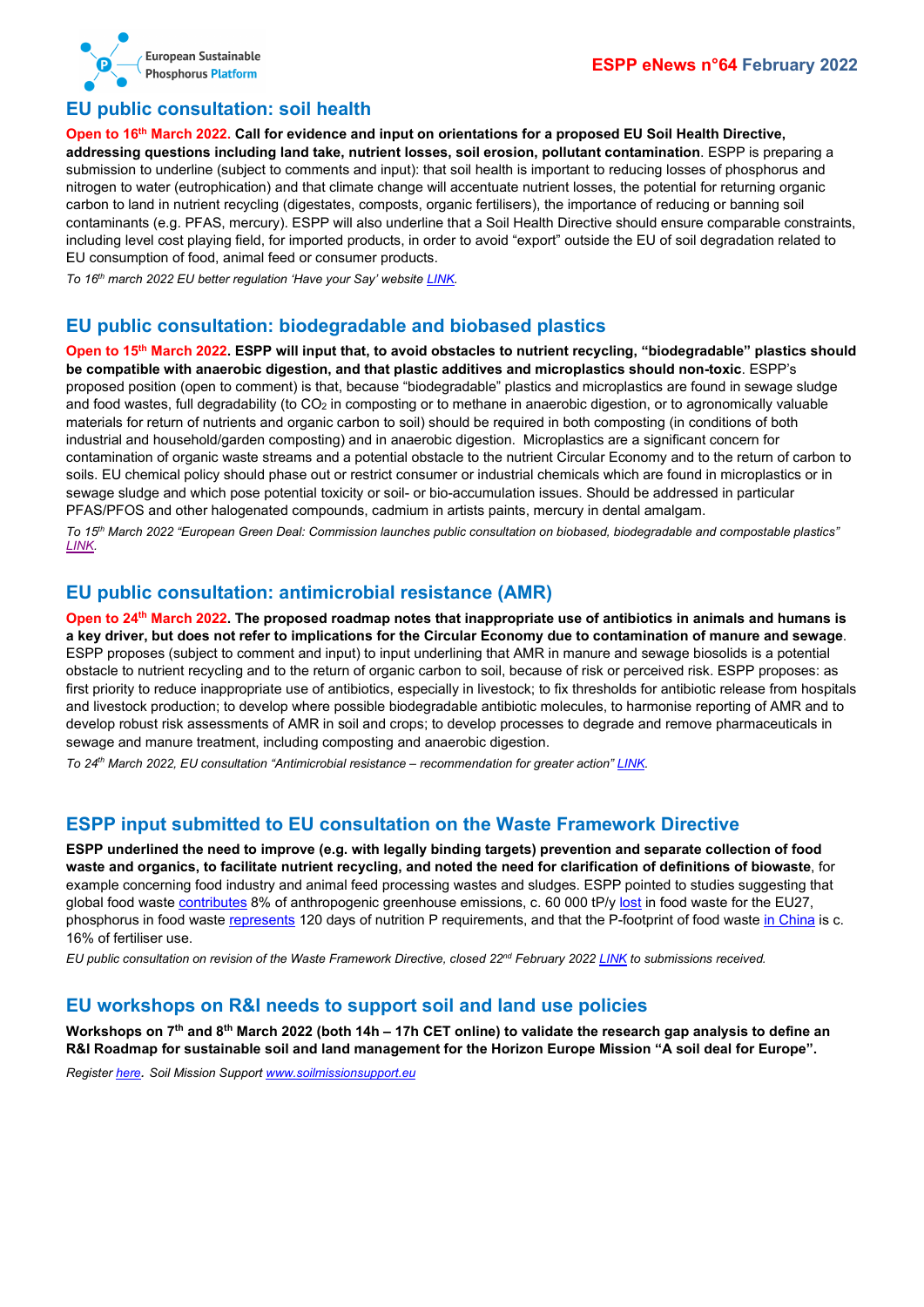## EU public consultation: soil health

**Open to 16th March 2022. Call for evidence and input on orientations for a proposed EU Soil Health Directive, addressing questions including land take, nutrient losses, soil erosion, pollutant contamination**. ESPP is preparing a submission to underline (subject to comments and input): that soil health is important to reducing losses of phosphorus and nitrogen to water (eutrophication) and that climate change will accentuate nutrient losses, the potential for returning organic carbon to land in nutrient recycling (digestates, composts, organic fertilisers), the importance of reducing or banning soil contaminants (e.g. PFAS, mercury). ESPP will also underline that a Soil Health Directive should ensure comparable constraints, including level cost playing field, for imported products, in order to avoid "export" outside the EU of soil degradation related to EU consumption of food, animal feed or consumer products.

*To 16th march 2022 EU better regulation 'Have your Say' website LINK.*

## EU public consultation: biodegradable and biobased plastics

**Open to 15th March 2022. ESPP will input that, to avoid obstacles to nutrient recycling, "biodegradable" plastics should be compatible with anaerobic digestion, and that plastic additives and microplastics should non-toxic**. ESPP's proposed position (open to comment) is that, because "biodegradable" plastics and microplastics are found in sewage sludge and food wastes, full degradability (to $CO_2$ in composting or to methane in anaerobic digestion, or to agronomically valuable materials for return of nutrients and organic carbon to soil) should be required in both composting (in conditions of both industrial and household/garden composting) and in anaerobic digestion. Microplastics are a significant concern for contamination of organic waste streams and a potential obstacle to the nutrient Circular Economy and to the return of carbon to soils. EU chemical policy should phase out or restrict consumer or industrial chemicals which are found in microplastics or in sewage sludge and which pose potential toxicity or soil- or bio-accumulation issues. Should be addressed in particular PFAS/PFOS and other halogenated compounds, cadmium in artists paints, mercury in dental amalgam.

*To 15th March 2022 "European Green Deal: Commission launches public consultation on biobased, biodegradable and compostable plastics" LINK.*

## EU public consultation: antimicrobial resistance (AMR)

**Open to 24th March 2022. The proposed roadmap notes that inappropriate use of antibiotics in animals and humans is a key driver, but does not refer to implications for the Circular Economy due to contamination of manure and sewage**. ESPP proposes (subject to comment and input) to input underlining that AMR in manure and sewage biosolids is a potential obstacle to nutrient recycling and to the return of organic carbon to soil, because of risk or perceived risk. ESPP proposes: as first priority to reduce inappropriate use of antibiotics, especially in livestock; to fix thresholds for antibiotic release from hospitals and livestock production; to develop where possible biodegradable antibiotic molecules, to harmonise reporting of AMR and to develop robust risk assessments of AMR in soil and crops; to develop processes to degrade and remove pharmaceuticals in sewage and manure treatment, including composting and anaerobic digestion.

*To 24th March 2022, EU consultation "Antimicrobial resistance – recommendation for greater action" LINK.*

## ESPP input submitted to EU consultation on the Waste Framework Directive

**ESPP underlined the need to improve (e.g. with legally binding targets) prevention and separate collection of food waste and organics, to facilitate nutrient recycling, and noted the need for clarification of definitions of biowaste**, for example concerning food industry and animal feed processing wastes and sludges. ESPP pointed to studies suggesting that global food waste contributes 8% of anthropogenic greenhouse emissions, c. 60 000 tP/y lost in food waste for the EU27, phosphorus in food waste represents 120 days of nutrition P requirements, and that the P-footprint of food waste in China is c. 16% of fertiliser use.

*EU public consultation on revision of the Waste Framework Directive, closed 22nd February 2022 LINK to submissions received.*

## EU workshops on R&I needs to support soil and land use policies

**Workshops on 7th and 8th March 2022 (both 14h – 17h CET online) to validate the research gap analysis to define an R&I Roadmap for sustainable soil and land management for the Horizon Europe Mission "A soil deal for Europe".**

*Register here. Soil Mission Support www.soilmissionsupport.eu*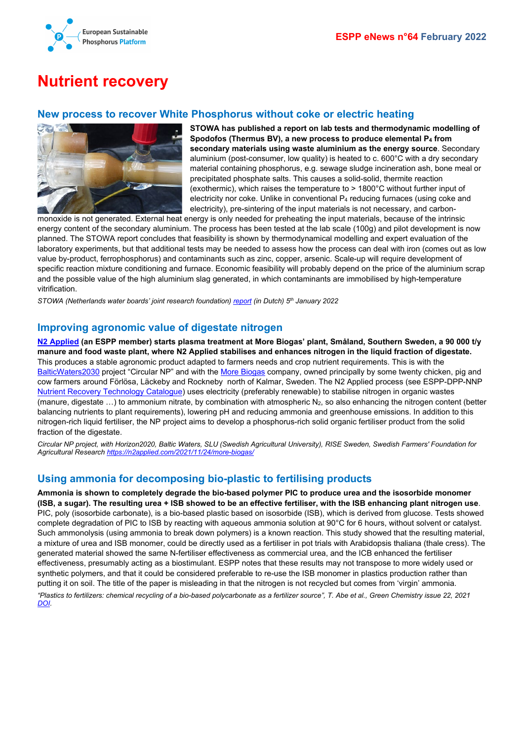# Nutrient recovery

## New process to recover White Phosphorus without coke or electric heating

**STOWA has published a report on lab tests and thermodynamic modelling of Spodofos (Thermus BV), a new process to produce elemental $P_4$ from secondary materials using waste aluminium as the energy source**. Secondary aluminium (post-consumer, low quality) is heated to c. 600°C with a dry secondary material containing phosphorus, e.g. sewage sludge incineration ash, bone meal or precipitated phosphate salts. This causes a solid-solid, thermite reaction (exothermic), which raises the temperature to > 1800°C without further input of electricity nor coke. Unlike in conventional $P_4$ reducing furnaces (using coke and electricity), pre-sintering of the input materials is not necessary, and carbon-monoxide is not generated. External heat energy is only needed for preheating the input materials, because of the intrinsic energy content of the secondary aluminium. The process has been tested at the lab scale (100g) and pilot development is now planned. The STOWA report concludes that feasibility is shown by thermodynamical modelling and expert evaluation of the laboratory experiments, but that additional tests may be needed to assess how the process can deal with iron (comes out as low value by-product, ferrophosphorus) and contaminants such as zinc, copper, arsenic. Scale-up will require development of specific reaction mixture conditioning and furnace. Economic feasibility will probably depend on the price of the aluminium scrap and the possible value of the high aluminium slag generated, in which contaminants are immobilised by high-temperature vitrification.

*STOWA (Netherlands water boards' joint research foundation) report (in Dutch) 5th January 2022*

## Improving agronomic value of digestate nitrogen

**N2 Applied (an ESPP member) starts plasma treatment at More Biogas' plant, Småland, Southern Sweden, a 90 000 t/y manure and food waste plant, where N2 Applied stabilises and enhances nitrogen in the liquid fraction of digestate.** This produces a stable agronomic product adapted to farmers needs and crop nutrient requirements. This is with the BalticWaters2030 project "Circular NP" and with the More Biogas company, owned principally by some twenty chicken, pig and cow farmers around Förlösa, Läckeby and Rockneby north of Kalmar, Sweden. The N2 Applied process (see ESPP-DPP-NNP Nutrient Recovery Technology Catalogue) uses electricity (preferably renewable) to stabilise nitrogen in organic wastes (manure, digestate …) to ammonium nitrate, by combination with atmospheric $N_2$, so also enhancing the nitrogen content (better balancing nutrients to plant requirements), lowering pH and reducing ammonia and greenhouse emissions. In addition to this nitrogen-rich liquid fertiliser, the NP project aims to develop a phosphorus-rich solid organic fertiliser product from the solid fraction of the digestate.

*Circular NP project, with Horizon2020, Baltic Waters, SLU (Swedish Agricultural University), RISE Sweden, Swedish Farmers' Foundation for Agricultural Research https://n2applied.com/2021/11/24/more-biogas/*

## Using ammonia for decomposing bio-plastic to fertilising products

**Ammonia is shown to completely degrade the bio-based polymer PIC to produce urea and the isosorbide monomer (ISB, a sugar). The resulting urea + ISB showed to be an effective fertiliser, with the ISB enhancing plant nitrogen use**. PIC, poly (isosorbide carbonate), is a bio-based plastic based on isosorbide (ISB), which is derived from glucose. Tests showed complete degradation of PIC to ISB by reacting with aqueous ammonia solution at 90°C for 6 hours, without solvent or catalyst. Such ammonolysis (using ammonia to break down polymers) is a known reaction. This study showed that the resulting material, a mixture of urea and ISB monomer, could be directly used as a fertiliser in pot trials with Arabidopsis thaliana (thale cress). The generated material showed the same N-fertiliser effectiveness as commercial urea, and the ICB enhanced the fertiliser effectiveness, presumably acting as a biostimulant. ESPP notes that these results may not transpose to more widely used or synthetic polymers, and that it could be considered preferable to re-use the ISB monomer in plastics production rather than putting it on soil. The title of the paper is misleading in that the nitrogen is not recycled but comes from 'virgin' ammonia.

*"Plastics to fertilizers: chemical recycling of a bio-based polycarbonate as a fertilizer source", T. Abe et al., Green Chemistry issue 22, 2021 DOI.*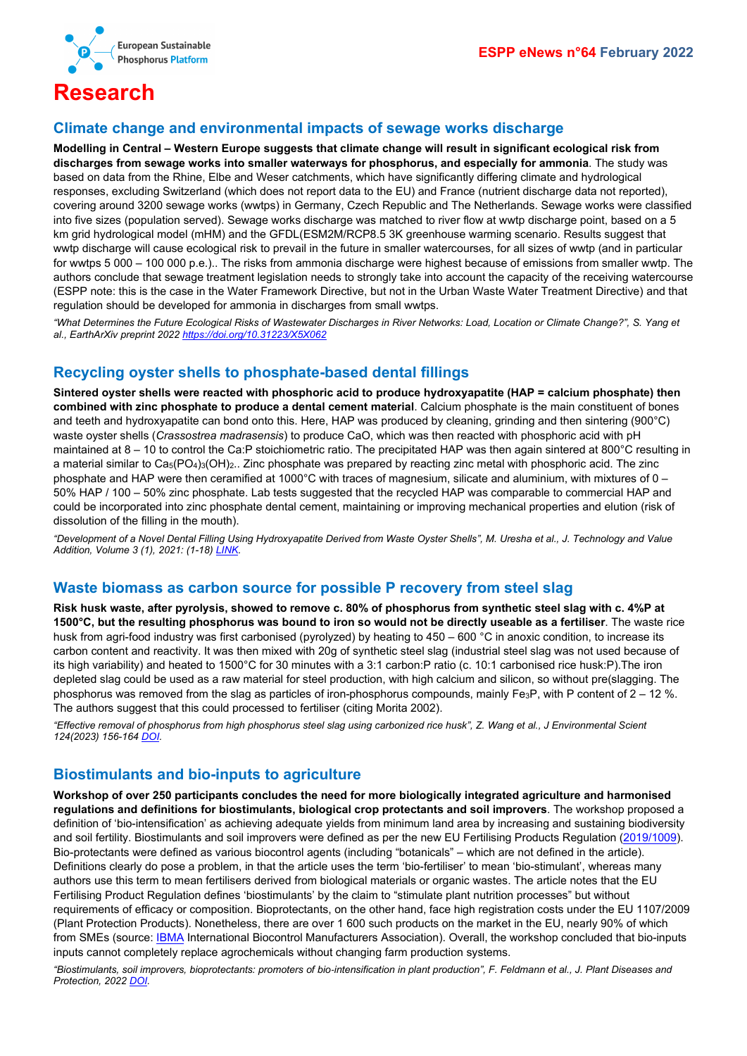# Research

## Climate change and environmental impacts of sewage works discharge

**Modelling in Central – Western Europe suggests that climate change will result in significant ecological risk from discharges from sewage works into smaller waterways for phosphorus, and especially for ammonia**. The study was based on data from the Rhine, Elbe and Weser catchments, which have significantly differing climate and hydrological responses, excluding Switzerland (which does not report data to the EU) and France (nutrient discharge data not reported), covering around 3200 sewage works (wwtps) in Germany, Czech Republic and The Netherlands. Sewage works were classified into five sizes (population served). Sewage works discharge was matched to river flow at wwtp discharge point, based on a 5 km grid hydrological model (mHM) and the GFDL(ESM2M/RCP8.5 3K greenhouse warming scenario. Results suggest that wwtp discharge will cause ecological risk to prevail in the future in smaller watercourses, for all sizes of wwtp (and in particular for wwtps 5 000 – 100 000 p.e.).. The risks from ammonia discharge were highest because of emissions from smaller wwtp. The authors conclude that sewage treatment legislation needs to strongly take into account the capacity of the receiving watercourse (ESPP note: this is the case in the Water Framework Directive, but not in the Urban Waste Water Treatment Directive) and that regulation should be developed for ammonia in discharges from small wwtps.

*"What Determines the Future Ecological Risks of Wastewater Discharges in River Networks: Load, Location or Climate Change?", S. Yang et al., EarthArXiv preprint 2022 https://doi.org/10.31223/X5X062*

## Recycling oyster shells to phosphate-based dental fillings

**Sintered oyster shells were reacted with phosphoric acid to produce hydroxyapatite (HAP = calcium phosphate) then combined with zinc phosphate to produce a dental cement material**. Calcium phosphate is the main constituent of bones and teeth and hydroxyapatite can bond onto this. Here, HAP was produced by cleaning, grinding and then sintering (900°C) waste oyster shells (*Crassostrea madrasensis*) to produce CaO, which was then reacted with phosphoric acid with pH maintained at 8 – 10 to control the Ca:P stoichiometric ratio. The precipitated HAP was then again sintered at 800°C resulting in a material similar to $Ca_5(PO_4)_3(OH)_2$.. Zinc phosphate was prepared by reacting zinc metal with phosphoric acid. The zinc phosphate and HAP were then ceramified at 1000°C with traces of magnesium, silicate and aluminium, with mixtures of 0 – 50% HAP / 100 – 50% zinc phosphate. Lab tests suggested that the recycled HAP was comparable to commercial HAP and could be incorporated into zinc phosphate dental cement, maintaining or improving mechanical properties and elution (risk of dissolution of the filling in the mouth).

*"Development of a Novel Dental Filling Using Hydroxyapatite Derived from Waste Oyster Shells", M. Uresha et al., J. Technology and Value Addition, Volume 3 (1), 2021: (1-18) LINK.*

## Waste biomass as carbon source for possible P recovery from steel slag

**Risk husk waste, after pyrolysis, showed to remove c. 80% of phosphorus from synthetic steel slag with c. 4%P at 1500°C, but the resulting phosphorus was bound to iron so would not be directly useable as a fertiliser**. The waste rice husk from agri-food industry was first carbonised (pyrolyzed) by heating to 450 – 600 °C in anoxic condition, to increase its carbon content and reactivity. It was then mixed with 20g of synthetic steel slag (industrial steel slag was not used because of its high variability) and heated to 1500°C for 30 minutes with a 3:1 carbon:P ratio (c. 10:1 carbonised rice husk:P).The iron depleted slag could be used as a raw material for steel production, with high calcium and silicon, so without pre(slagging. The phosphorus was removed from the slag as particles of iron-phosphorus compounds, mainly $Fe_3P$, with P content of 2 – 12 %. The authors suggest that this could processed to fertiliser (citing Morita 2002).

*"Effective removal of phosphorus from high phosphorus steel slag using carbonized rice husk", Z. Wang et al., J Environmental Scient 124(2023) 156-164 DOI.*

## Biostimulants and bio-inputs to agriculture

**Workshop of over 250 participants concludes the need for more biologically integrated agriculture and harmonised regulations and definitions for biostimulants, biological crop protectants and soil improvers**. The workshop proposed a definition of 'bio-intensification' as achieving adequate yields from minimum land area by increasing and sustaining biodiversity and soil fertility. Biostimulants and soil improvers were defined as per the new EU Fertilising Products Regulation (2019/1009). Bio-protectants were defined as various biocontrol agents (including "botanicals" – which are not defined in the article). Definitions clearly do pose a problem, in that the article uses the term 'bio-fertiliser' to mean 'bio-stimulant', whereas many authors use this term to mean fertilisers derived from biological materials or organic wastes. The article notes that the EU Fertilising Product Regulation defines 'biostimulants' by the claim to "stimulate plant nutrition processes" but without requirements of efficacy or composition. Bioprotectants, on the other hand, face high registration costs under the EU 1107/2009 (Plant Protection Products). Nonetheless, there are over 1 600 such products on the market in the EU, nearly 90% of which from SMEs (source: IBMA International Biocontrol Manufacturers Association). Overall, the workshop concluded that bio-inputs cannot completely replace agrochemicals without changing farm production systems.

*"Biostimulants, soil improvers, bioprotectants: promoters of bio-intensification in plant production", F. Feldmann et al., J. Plant Diseases and Protection, 2022 DOI.*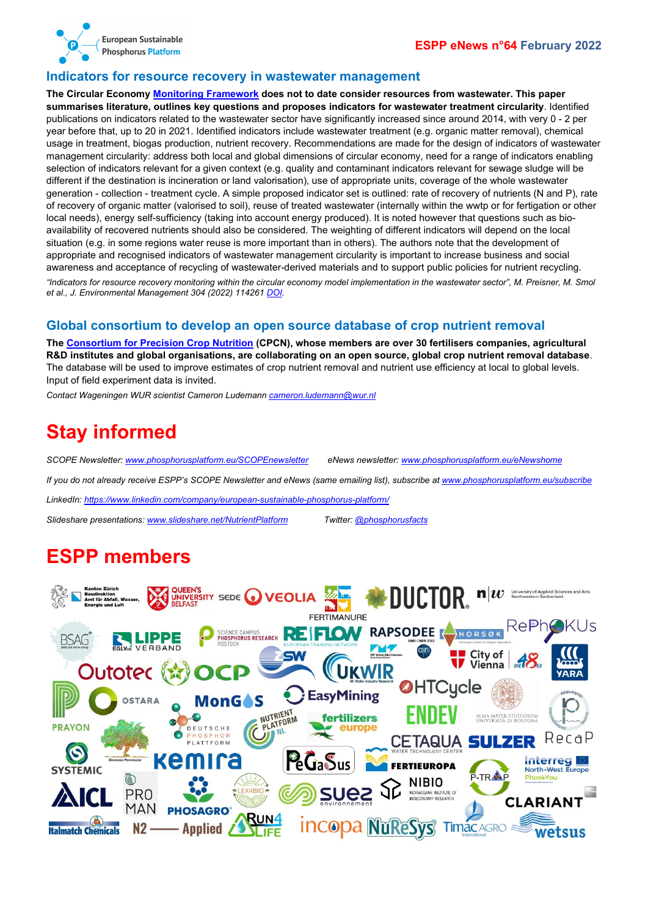## Indicators for resource recovery in wastewater management

**The Circular Economy Monitoring Framework does not to date consider resources from wastewater. This paper summarises literature, outlines key questions and proposes indicators for wastewater treatment circularity**. Identified publications on indicators related to the wastewater sector have significantly increased since around 2014, with very 0 - 2 per year before that, up to 20 in 2021. Identified indicators include wastewater treatment (e.g. organic matter removal), chemical usage in treatment, biogas production, nutrient recovery. Recommendations are made for the design of indicators of wastewater management circularity: address both local and global dimensions of circular economy, need for a range of indicators enabling selection of indicators relevant for a given context (e.g. quality and contaminant indicators relevant for sewage sludge will be different if the destination is incineration or land valorisation), use of appropriate units, coverage of the whole wastewater generation - collection - treatment cycle. A simple proposed indicator set is outlined: rate of recovery of nutrients (N and P), rate of recovery of organic matter (valorised to soil), reuse of treated wastewater (internally within the wwtp or for fertigation or other local needs), energy self-sufficiency (taking into account energy produced). It is noted however that questions such as bio-availability of recovered nutrients should also be considered. The weighting of different indicators will depend on the local situation (e.g. in some regions water reuse is more important than in others). The authors note that the development of appropriate and recognised indicators of wastewater management circularity is important to increase business and social awareness and acceptance of recycling of wastewater-derived materials and to support public policies for nutrient recycling.

*"Indicators for resource recovery monitoring within the circular economy model implementation in the wastewater sector", M. Preisner, M. Smol et al., J. Environmental Management 304 (2022) 114261 DOI.*

## Global consortium to develop an open source database of crop nutrient removal

**The Consortium for Precision Crop Nutrition (CPCN), whose members are over 30 fertilisers companies, agricultural R&D institutes and global organisations, are collaborating on an open source, global crop nutrient removal database**. The database will be used to improve estimates of crop nutrient removal and nutrient use efficiency at local to global levels. Input of field experiment data is invited.

*Contact Wageningen WUR scientist Cameron Ludemann cameron.ludemann@wur.nl*

# Stay informed

*SCOPE Newsletter: www.phosphorusplatform.eu/SCOPEnewsletter* *eNews newsletter: www.phosphorusplatform.eu/eNewshome*

*If you do not already receive ESPP's SCOPE Newsletter and eNews (same emailing list), subscribe at www.phosphorusplatform.eu/subscribe*

*LinkedIn: https://www.linkedin.com/company/european-sustainable-phosphorus-platform/*

*Slideshare presentations: www.slideshare.net/NutrientPlatform* *Twitter: @phosphorusfacts*

# ESPP members